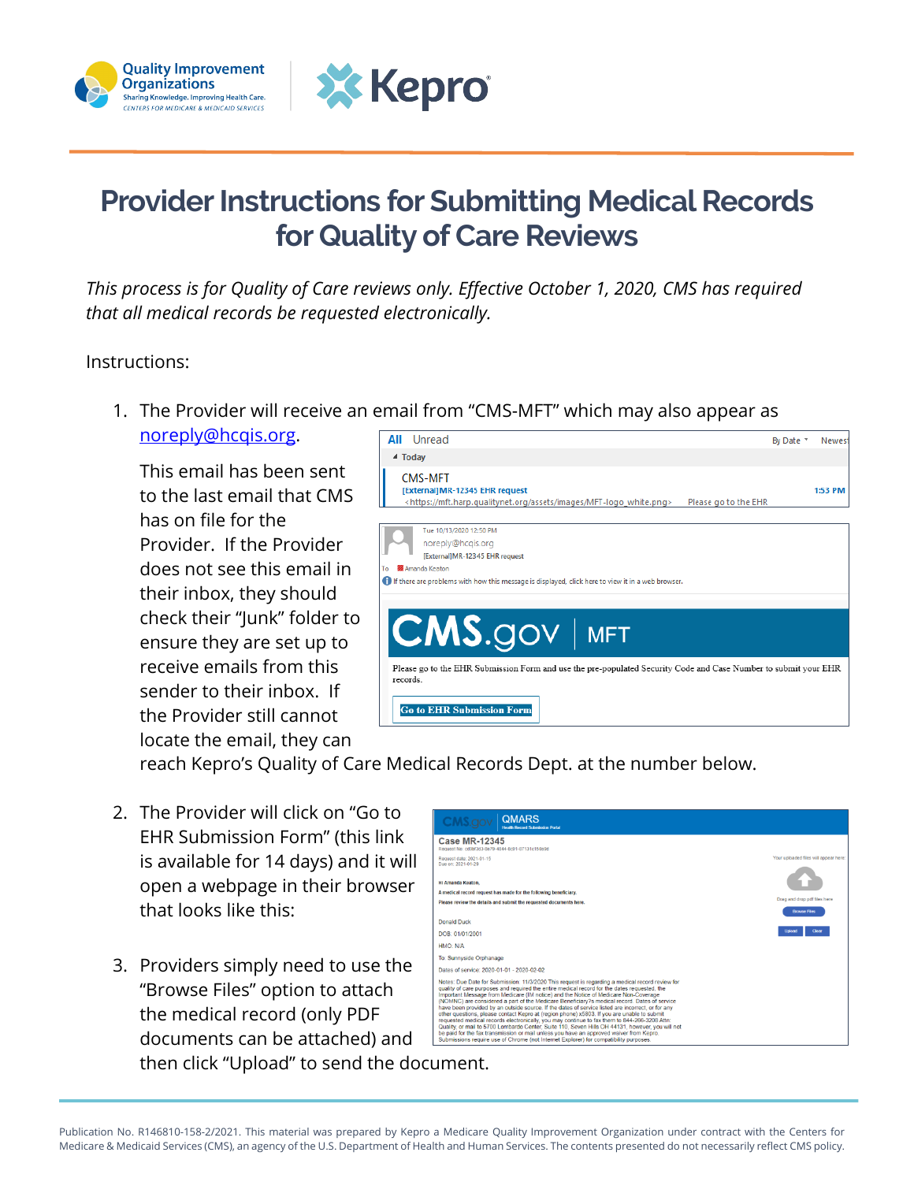# Provider Instructions for Submitting Medical Records for Quality of Care Reviews

*This process is for Quality of Care reviews only. Effective October 1, 2020, CMS has required that all medical records be requested electronically.*

Instructions:

1. The Provider will receive an email from "CMS-MFT" which may also appear as [noreply@hcqis.org](mailto:noreply@hcqis.org).

   This email has been sent to the last email that CMS has on file for the Provider. If the Provider does not see this email in their inbox, they should check their "Junk" folder to ensure they are set up to receive emails from this sender to their inbox. If the Provider still cannot locate the email, they can reach Kepro's Quality of Care Medical Records Dept. at the number below.

2. The Provider will click on "Go to EHR Submission Form" (this link is available for 14 days) and it will open a webpage in their browser that looks like this:

3. Providers simply need to use the "Browse Files" option to attach the medical record (only PDF documents can be attached) and then click "Upload" to send the document.

Publication No. R146810-158-2/2021. This material was prepared by Kepro a Medicare Quality Improvement Organization under contract with the Centers for Medicare & Medicaid Services (CMS), an agency of the U.S. Department of Health and Human Services. The contents presented do not necessarily reflect CMS policy.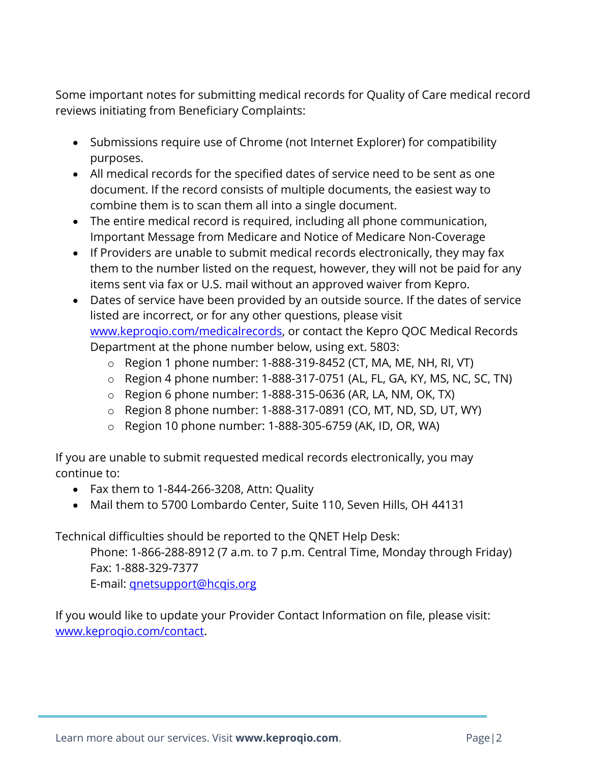Some important notes for submitting medical records for Quality of Care medical record reviews initiating from Beneficiary Complaints:

- Submissions require use of Chrome (not Internet Explorer) for compatibility purposes.
- All medical records for the specified dates of service need to be sent as one document. If the record consists of multiple documents, the easiest way to combine them is to scan them all into a single document.
- The entire medical record is required, including all phone communication, Important Message from Medicare and Notice of Medicare Non-Coverage
- If Providers are unable to submit medical records electronically, they may fax them to the number listed on the request, however, they will not be paid for any items sent via fax or U.S. mail without an approved waiver from Kepro.
- Dates of service have been provided by an outside source. If the dates of service listed are incorrect, or for any other questions, please visit [www.keproqio.com/medicalrecords](http://www.keproqio.com/medicalrecords), or contact the Kepro QOC Medical Records Department at the phone number below, using ext. 5803:
  - Region 1 phone number: 1-888-319-8452 (CT, MA, ME, NH, RI, VT)
  - Region 4 phone number: 1-888-317-0751 (AL, FL, GA, KY, MS, NC, SC, TN)
  - Region 6 phone number: 1-888-315-0636 (AR, LA, NM, OK, TX)
  - Region 8 phone number: 1-888-317-0891 (CO, MT, ND, SD, UT, WY)
  - Region 10 phone number: 1-888-305-6759 (AK, ID, OR, WA)

If you are unable to submit requested medical records electronically, you may continue to:

- Fax them to 1-844-266-3208, Attn: Quality
- Mail them to 5700 Lombardo Center, Suite 110, Seven Hills, OH 44131

Technical difficulties should be reported to the QNET Help Desk:

Phone: 1-866-288-8912 (7 a.m. to 7 p.m. Central Time, Monday through Friday)
Fax: 1-888-329-7377
E-mail: [qnetsupport@hcqis.org](mailto:qnetsupport@hcqis.org)

If you would like to update your Provider Contact Information on file, please visit: [www.keproqio.com/contact](http://www.keproqio.com/contact).